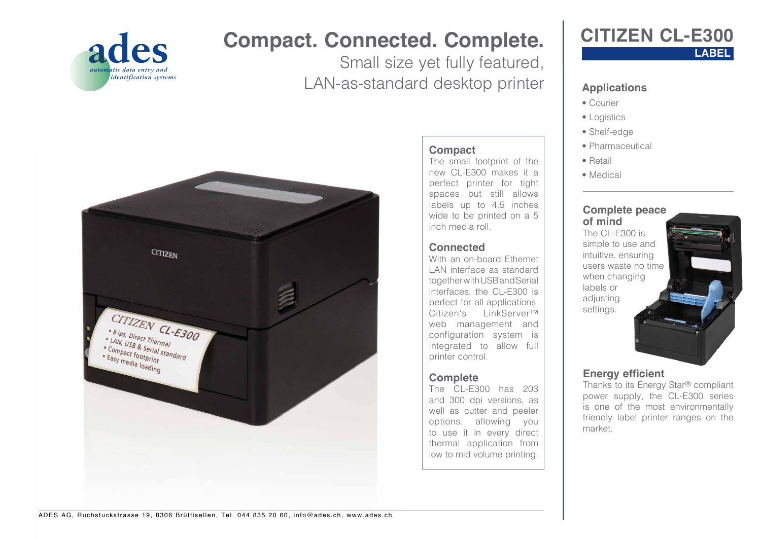# Compact. Connected. Complete.

Small size yet fully featured,
LAN-as-standard desktop printer

## Compact

The small footprint of the new CL-E300 makes it a perfect printer for tight spaces but still allows labels up to 4.5 inches wide to be printed on a 5 inch media roll.

## Connected

With an on-board Ethernet LAN interface as standard together with USB and Serial interfaces, the CL-E300 is perfect for all applications. Citizen's LinkServer™ web management and configuration system is integrated to allow full printer control.

## Complete

The CL-E300 has 203 and 300 dpi versions, as well as cutter and peeler options, allowing you to use it in every direct thermal application from low to mid volume printing.

# CITIZEN CL-E300

**LABEL**

## Applications

- Courier
- Logistics
- Shelf-edge
- Pharmaceutical
- Retail
- Medical

## Complete peace of mind

The CL-E300 is simple to use and intuitive, ensuring users waste no time when changing labels or adjusting settings.

## Energy efficient

Thanks to its Energy Star® compliant power supply, the CL-E300 series is one of the most environmentally friendly label printer ranges on the market.

ADES AG, Ruchstuckstrasse 19, 8306 Brüttisellen, Tel. 044 835 20 60, info@ades.ch, www.ades.ch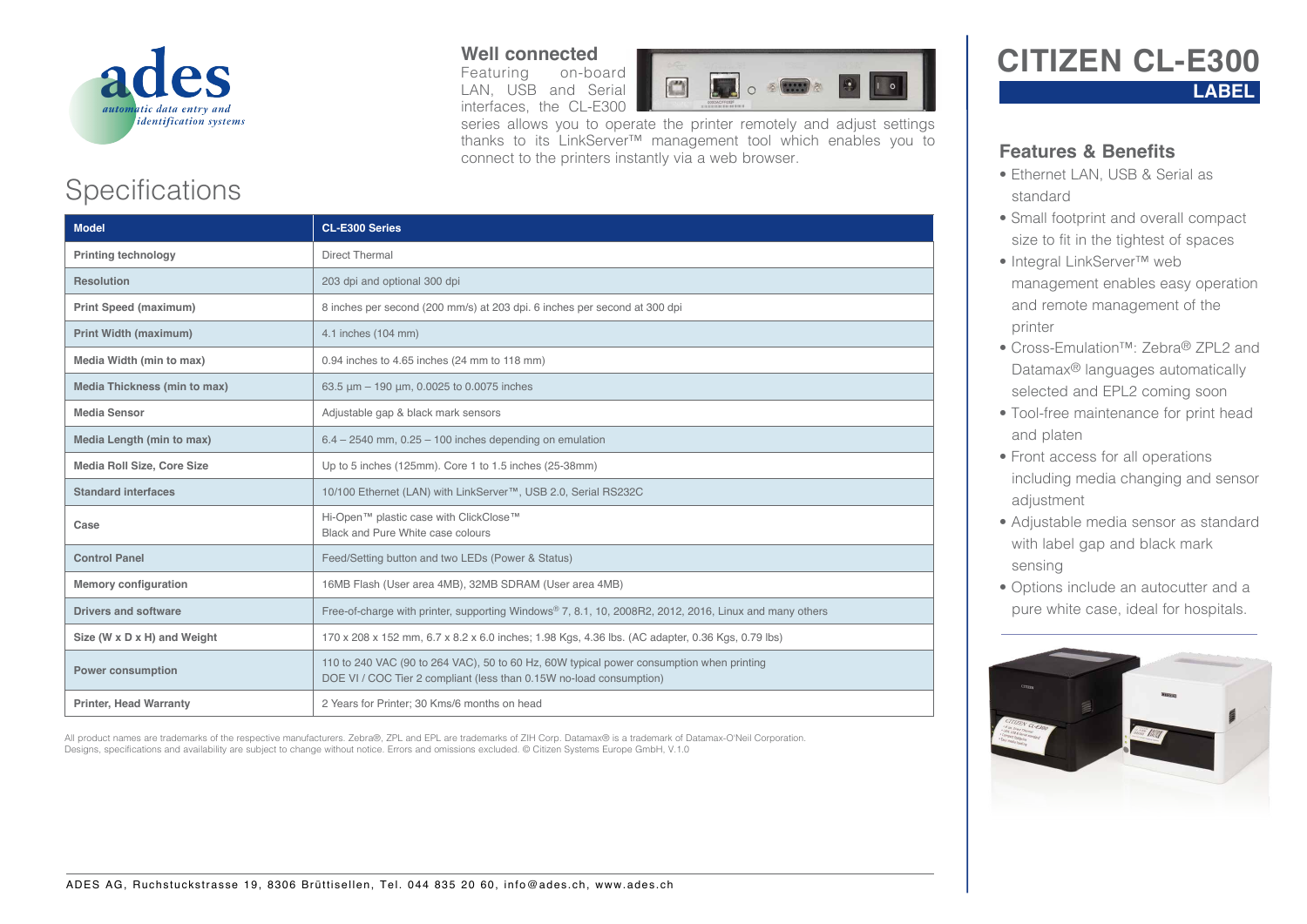# CITIZEN CL-E300

**LABEL**

## Well connected

Featuring on-board LAN, USB and Serial interfaces, the CL-E300 series allows you to operate the printer remotely and adjust settings thanks to its LinkServer™ management tool which enables you to connect to the printers instantly via a web browser.

## Specifications

| Model | CL-E300 Series |
|---|---|
| Printing technology | Direct Thermal |
| Resolution | 203 dpi and optional 300 dpi |
| Print Speed (maximum) | 8 inches per second (200 mm/s) at 203 dpi. 6 inches per second at 300 dpi |
| Print Width (maximum) | 4.1 inches (104 mm) |
| Media Width (min to max) | 0.94 inches to 4.65 inches (24 mm to 118 mm) |
| Media Thickness (min to max) | 63.5 µm – 190 µm, 0.0025 to 0.0075 inches |
| Media Sensor | Adjustable gap & black mark sensors |
| Media Length (min to max) | 6.4 – 2540 mm, 0.25 – 100 inches depending on emulation |
| Media Roll Size, Core Size | Up to 5 inches (125mm). Core 1 to 1.5 inches (25-38mm) |
| Standard interfaces | 10/100 Ethernet (LAN) with LinkServer™, USB 2.0, Serial RS232C |
| Case | Hi-Open™ plastic case with ClickClose™<br>Black and Pure White case colours |
| Control Panel | Feed/Setting button and two LEDs (Power & Status) |
| Memory configuration | 16MB Flash (User area 4MB), 32MB SDRAM (User area 4MB) |
| Drivers and software | Free-of-charge with printer, supporting Windows® 7, 8.1, 10, 2008R2, 2012, 2016, Linux and many others |
| Size (W x D x H) and Weight | 170 x 208 x 152 mm, 6.7 x 8.2 x 6.0 inches; 1.98 Kgs, 4.36 lbs. (AC adapter, 0.36 Kgs, 0.79 lbs) |
| Power consumption | 110 to 240 VAC (90 to 264 VAC), 50 to 60 Hz, 60W typical power consumption when printing<br>DOE VI / COC Tier 2 compliant (less than 0.15W no-load consumption) |
| Printer, Head Warranty | 2 Years for Printer; 30 Kms/6 months on head |

All product names are trademarks of the respective manufacturers. Zebra®, ZPL and EPL are trademarks of ZIH Corp. Datamax® is a trademark of Datamax-O'Neil Corporation.
Designs, specifications and availability are subject to change without notice. Errors and omissions excluded. © Citizen Systems Europe GmbH, V.1.0

## Features & Benefits

- Ethernet LAN, USB & Serial as standard
- Small footprint and overall compact size to fit in the tightest of spaces
- Integral LinkServer™ web management enables easy operation and remote management of the printer
- Cross-Emulation™: Zebra® ZPL2 and Datamax® languages automatically selected and EPL2 coming soon
- Tool-free maintenance for print head and platen
- Front access for all operations including media changing and sensor adjustment
- Adjustable media sensor as standard with label gap and black mark sensing
- Options include an autocutter and a pure white case, ideal for hospitals.

ADES AG, Ruchstuckstrasse 19, 8306 Brüttisellen, Tel. 044 835 20 60, info@ades.ch, www.ades.ch